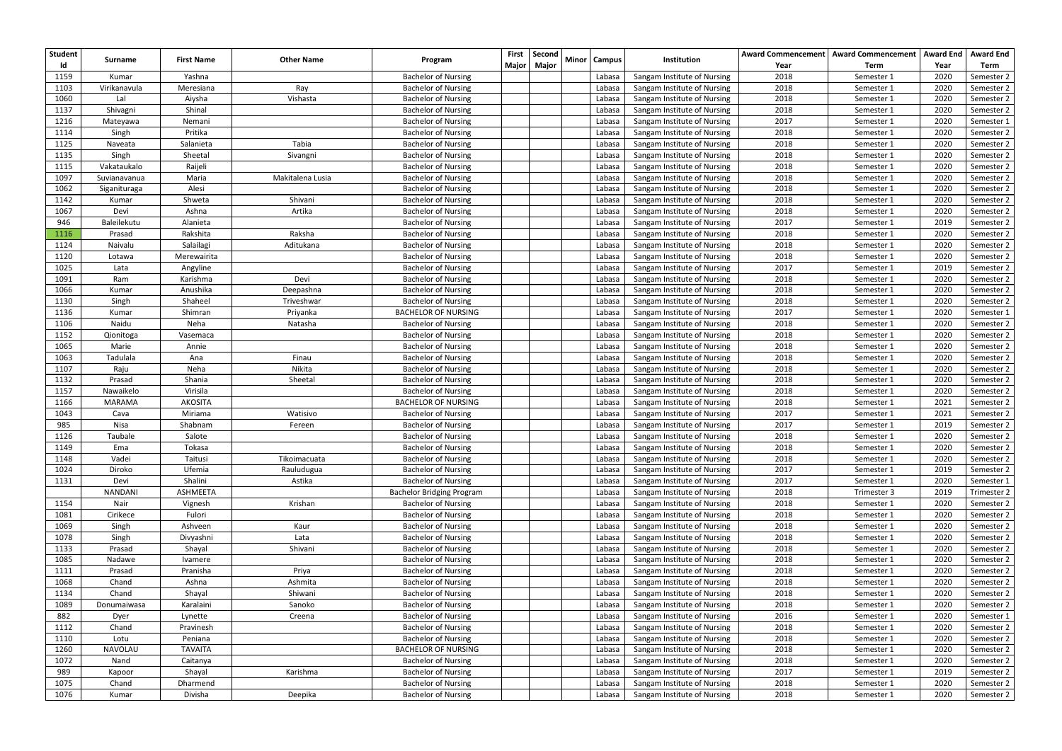| Student Id | Surname | First Name | Other Name | Program | First Major | Second Major | Minor | Campus | Institution | Award Commencement Year | Award Commencement Term | Award End Year | Award End Term |
|---|---|---|---|---|---|---|---|---|---|---|---|---|---|
| 1159 | Kumar | Yashna | | Bachelor of Nursing | | | | Labasa | Sangam Institute of Nursing | 2018 | Semester 1 | 2020 | Semester 2 |
| 1103 | Virikanavula | Meresiana | Ray | Bachelor of Nursing | | | | Labasa | Sangam Institute of Nursing | 2018 | Semester 1 | 2020 | Semester 2 |
| 1060 | Lal | Aiysha | Vishasta | Bachelor of Nursing | | | | Labasa | Sangam Institute of Nursing | 2018 | Semester 1 | 2020 | Semester 2 |
| 1137 | Shivagni | Shinal | | Bachelor of Nursing | | | | Labasa | Sangam Institute of Nursing | 2018 | Semester 1 | 2020 | Semester 2 |
| 1216 | Mateyawa | Nemani | | Bachelor of Nursing | | | | Labasa | Sangam Institute of Nursing | 2017 | Semester 1 | 2020 | Semester 1 |
| 1114 | Singh | Pritika | | Bachelor of Nursing | | | | Labasa | Sangam Institute of Nursing | 2018 | Semester 1 | 2020 | Semester 2 |
| 1125 | Naveata | Salanieta | Tabia | Bachelor of Nursing | | | | Labasa | Sangam Institute of Nursing | 2018 | Semester 1 | 2020 | Semester 2 |
| 1135 | Singh | Sheetal | Sivangni | Bachelor of Nursing | | | | Labasa | Sangam Institute of Nursing | 2018 | Semester 1 | 2020 | Semester 2 |
| 1115 | Vakataukalo | Raijeli | | Bachelor of Nursing | | | | Labasa | Sangam Institute of Nursing | 2018 | Semester 1 | 2020 | Semester 2 |
| 1097 | Suvianavanua | Maria | Makitalena Lusia | Bachelor of Nursing | | | | Labasa | Sangam Institute of Nursing | 2018 | Semester 1 | 2020 | Semester 2 |
| 1062 | Siganituraga | Alesi | | Bachelor of Nursing | | | | Labasa | Sangam Institute of Nursing | 2018 | Semester 1 | 2020 | Semester 2 |
| 1142 | Kumar | Shweta | Shivani | Bachelor of Nursing | | | | Labasa | Sangam Institute of Nursing | 2018 | Semester 1 | 2020 | Semester 2 |
| 1067 | Devi | Ashna | Artika | Bachelor of Nursing | | | | Labasa | Sangam Institute of Nursing | 2018 | Semester 1 | 2020 | Semester 2 |
| 946 | Baleilekutu | Alanieta | | Bachelor of Nursing | | | | Labasa | Sangam Institute of Nursing | 2017 | Semester 1 | 2019 | Semester 2 |
| 1116 | Prasad | Rakshita | Raksha | Bachelor of Nursing | | | | Labasa | Sangam Institute of Nursing | 2018 | Semester 1 | 2020 | Semester 2 |
| 1124 | Naivalu | Salailagi | Aditukana | Bachelor of Nursing | | | | Labasa | Sangam Institute of Nursing | 2018 | Semester 1 | 2020 | Semester 2 |
| 1120 | Lotawa | Merewairita | | Bachelor of Nursing | | | | Labasa | Sangam Institute of Nursing | 2018 | Semester 1 | 2020 | Semester 2 |
| 1025 | Lata | Angyline | | Bachelor of Nursing | | | | Labasa | Sangam Institute of Nursing | 2017 | Semester 1 | 2019 | Semester 2 |
| 1091 | Ram | Karishma | Devi | Bachelor of Nursing | | | | Labasa | Sangam Institute of Nursing | 2018 | Semester 1 | 2020 | Semester 2 |
| 1066 | Kumar | Anushika | Deepashna | Bachelor of Nursing | | | | Labasa | Sangam Institute of Nursing | 2018 | Semester 1 | 2020 | Semester 2 |
| 1130 | Singh | Shaheel | Triveshwar | Bachelor of Nursing | | | | Labasa | Sangam Institute of Nursing | 2018 | Semester 1 | 2020 | Semester 2 |
| 1136 | Kumar | Shimran | Priyanka | BACHELOR OF NURSING | | | | Labasa | Sangam Institute of Nursing | 2017 | Semester 1 | 2020 | Semester 1 |
| 1106 | Naidu | Neha | Natasha | Bachelor of Nursing | | | | Labasa | Sangam Institute of Nursing | 2018 | Semester 1 | 2020 | Semester 2 |
| 1152 | Qionitoga | Vasemaca | | Bachelor of Nursing | | | | Labasa | Sangam Institute of Nursing | 2018 | Semester 1 | 2020 | Semester 2 |
| 1065 | Marie | Annie | | Bachelor of Nursing | | | | Labasa | Sangam Institute of Nursing | 2018 | Semester 1 | 2020 | Semester 2 |
| 1063 | Tadulala | Ana | Finau | Bachelor of Nursing | | | | Labasa | Sangam Institute of Nursing | 2018 | Semester 1 | 2020 | Semester 2 |
| 1107 | Raju | Neha | Nikita | Bachelor of Nursing | | | | Labasa | Sangam Institute of Nursing | 2018 | Semester 1 | 2020 | Semester 2 |
| 1132 | Prasad | Shania | Sheetal | Bachelor of Nursing | | | | Labasa | Sangam Institute of Nursing | 2018 | Semester 1 | 2020 | Semester 2 |
| 1157 | Nawaikelo | Virisila | | Bachelor of Nursing | | | | Labasa | Sangam Institute of Nursing | 2018 | Semester 1 | 2020 | Semester 2 |
| 1166 | MARAMA | AKOSITA | | BACHELOR OF NURSING | | | | Labasa | Sangam Institute of Nursing | 2018 | Semester 1 | 2021 | Semester 2 |
| 1043 | Cava | Miriama | Watisivo | Bachelor of Nursing | | | | Labasa | Sangam Institute of Nursing | 2017 | Semester 1 | 2021 | Semester 2 |
| 985 | Nisa | Shabnam | Fereen | Bachelor of Nursing | | | | Labasa | Sangam Institute of Nursing | 2017 | Semester 1 | 2019 | Semester 2 |
| 1126 | Taubale | Salote | | Bachelor of Nursing | | | | Labasa | Sangam Institute of Nursing | 2018 | Semester 1 | 2020 | Semester 2 |
| 1149 | Ema | Tokasa | | Bachelor of Nursing | | | | Labasa | Sangam Institute of Nursing | 2018 | Semester 1 | 2020 | Semester 2 |
| 1148 | Vadei | Taitusi | Tikoimacuata | Bachelor of Nursing | | | | Labasa | Sangam Institute of Nursing | 2018 | Semester 1 | 2020 | Semester 2 |
| 1024 | Diroko | Ufemia | Rauludugua | Bachelor of Nursing | | | | Labasa | Sangam Institute of Nursing | 2017 | Semester 1 | 2019 | Semester 2 |
| 1131 | Devi | Shalini | Astika | Bachelor of Nursing | | | | Labasa | Sangam Institute of Nursing | 2017 | Semester 1 | 2020 | Semester 1 |
| | NANDANI | ASHMEETA | | Bachelor Bridging Program | | | | Labasa | Sangam Institute of Nursing | 2018 | Trimester 3 | 2019 | Trimester 2 |
| 1154 | Nair | Vignesh | Krishan | Bachelor of Nursing | | | | Labasa | Sangam Institute of Nursing | 2018 | Semester 1 | 2020 | Semester 2 |
| 1081 | Cirikece | Fulori | | Bachelor of Nursing | | | | Labasa | Sangam Institute of Nursing | 2018 | Semester 1 | 2020 | Semester 2 |
| 1069 | Singh | Ashveen | Kaur | Bachelor of Nursing | | | | Labasa | Sangam Institute of Nursing | 2018 | Semester 1 | 2020 | Semester 2 |
| 1078 | Singh | Divyashni | Lata | Bachelor of Nursing | | | | Labasa | Sangam Institute of Nursing | 2018 | Semester 1 | 2020 | Semester 2 |
| 1133 | Prasad | Shayal | Shivani | Bachelor of Nursing | | | | Labasa | Sangam Institute of Nursing | 2018 | Semester 1 | 2020 | Semester 2 |
| 1085 | Nadawe | Ivamere | | Bachelor of Nursing | | | | Labasa | Sangam Institute of Nursing | 2018 | Semester 1 | 2020 | Semester 2 |
| 1111 | Prasad | Pranisha | Priya | Bachelor of Nursing | | | | Labasa | Sangam Institute of Nursing | 2018 | Semester 1 | 2020 | Semester 2 |
| 1068 | Chand | Ashna | Ashmita | Bachelor of Nursing | | | | Labasa | Sangam Institute of Nursing | 2018 | Semester 1 | 2020 | Semester 2 |
| 1134 | Chand | Shayal | Shiwani | Bachelor of Nursing | | | | Labasa | Sangam Institute of Nursing | 2018 | Semester 1 | 2020 | Semester 2 |
| 1089 | Donumaiwasa | Karalaini | Sanoko | Bachelor of Nursing | | | | Labasa | Sangam Institute of Nursing | 2018 | Semester 1 | 2020 | Semester 2 |
| 882 | Dyer | Lynette | Creena | Bachelor of Nursing | | | | Labasa | Sangam Institute of Nursing | 2016 | Semester 1 | 2020 | Semester 1 |
| 1112 | Chand | Pravinesh | | Bachelor of Nursing | | | | Labasa | Sangam Institute of Nursing | 2018 | Semester 1 | 2020 | Semester 2 |
| 1110 | Lotu | Peniana | | Bachelor of Nursing | | | | Labasa | Sangam Institute of Nursing | 2018 | Semester 1 | 2020 | Semester 2 |
| 1260 | NAVOLAU | TAVAITA | | BACHELOR OF NURSING | | | | Labasa | Sangam Institute of Nursing | 2018 | Semester 1 | 2020 | Semester 2 |
| 1072 | Nand | Caitanya | | Bachelor of Nursing | | | | Labasa | Sangam Institute of Nursing | 2018 | Semester 1 | 2020 | Semester 2 |
| 989 | Kapoor | Shayal | Karishma | Bachelor of Nursing | | | | Labasa | Sangam Institute of Nursing | 2017 | Semester 1 | 2019 | Semester 2 |
| 1075 | Chand | Dharmend | | Bachelor of Nursing | | | | Labasa | Sangam Institute of Nursing | 2018 | Semester 1 | 2020 | Semester 2 |
| 1076 | Kumar | Divisha | Deepika | Bachelor of Nursing | | | | Labasa | Sangam Institute of Nursing | 2018 | Semester 1 | 2020 | Semester 2 |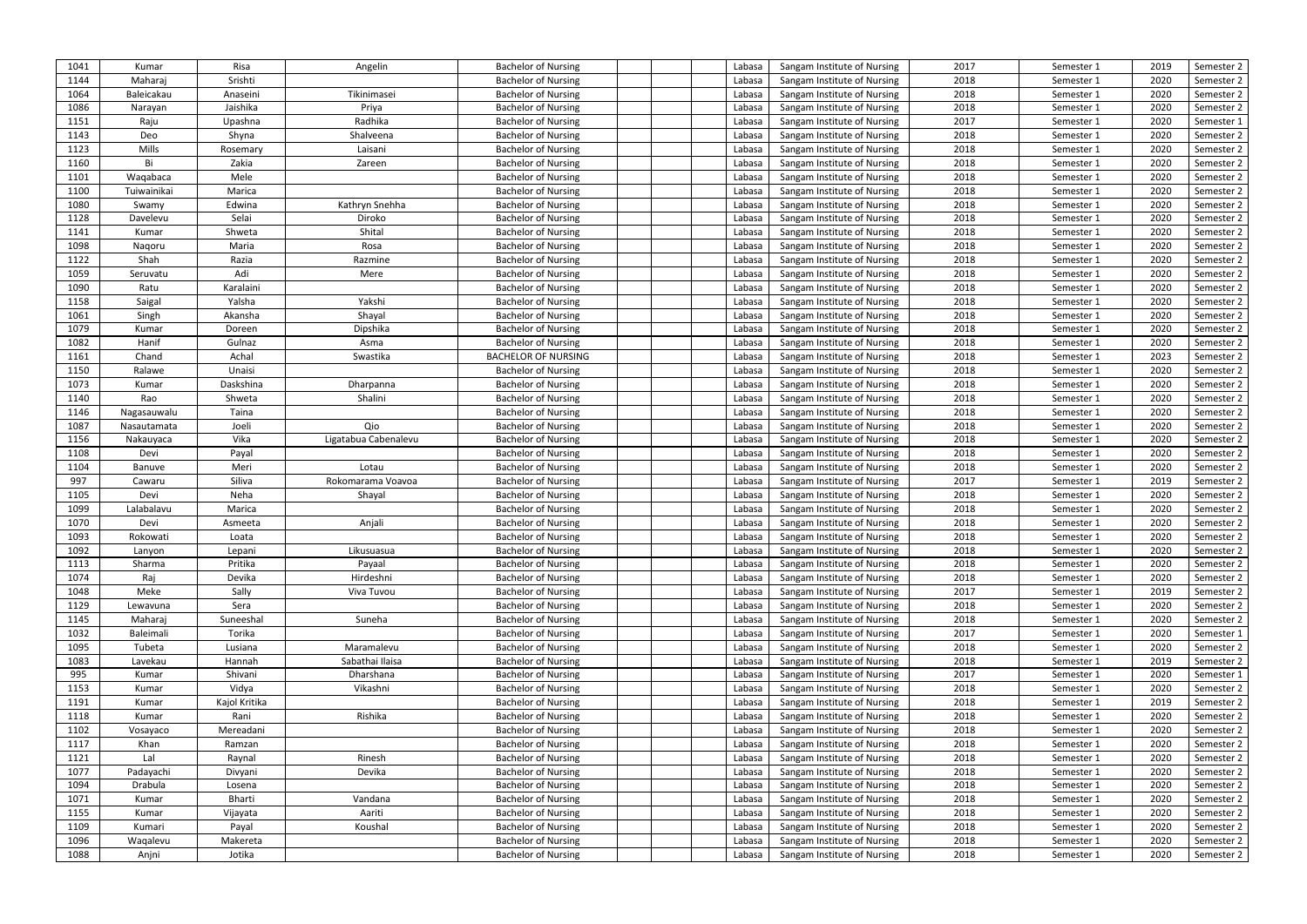| | | | | | | | | | | | | |
|---|---|---|---|---|---|---|---|---|---|---|---|---|
| 1041 | Kumar | Risa | Angelin | Bachelor of Nursing | | | Labasa | Sangam Institute of Nursing | 2017 | Semester 1 | 2019 | Semester 2 |
| 1144 | Maharaj | Srishti | | Bachelor of Nursing | | | Labasa | Sangam Institute of Nursing | 2018 | Semester 1 | 2020 | Semester 2 |
| 1064 | Baleicakau | Anaseini | Tikinimasei | Bachelor of Nursing | | | Labasa | Sangam Institute of Nursing | 2018 | Semester 1 | 2020 | Semester 2 |
| 1086 | Narayan | Jaishika | Priya | Bachelor of Nursing | | | Labasa | Sangam Institute of Nursing | 2018 | Semester 1 | 2020 | Semester 2 |
| 1151 | Raju | Upashna | Radhika | Bachelor of Nursing | | | Labasa | Sangam Institute of Nursing | 2017 | Semester 1 | 2020 | Semester 1 |
| 1143 | Deo | Shyna | Shalveena | Bachelor of Nursing | | | Labasa | Sangam Institute of Nursing | 2018 | Semester 1 | 2020 | Semester 2 |
| 1123 | Mills | Rosemary | Laisani | Bachelor of Nursing | | | Labasa | Sangam Institute of Nursing | 2018 | Semester 1 | 2020 | Semester 2 |
| 1160 | Bi | Zakia | Zareen | Bachelor of Nursing | | | Labasa | Sangam Institute of Nursing | 2018 | Semester 1 | 2020 | Semester 2 |
| 1101 | Waqabaca | Mele | | Bachelor of Nursing | | | Labasa | Sangam Institute of Nursing | 2018 | Semester 1 | 2020 | Semester 2 |
| 1100 | Tuiwainikai | Marica | | Bachelor of Nursing | | | Labasa | Sangam Institute of Nursing | 2018 | Semester 1 | 2020 | Semester 2 |
| 1080 | Swamy | Edwina | Kathryn Snehha | Bachelor of Nursing | | | Labasa | Sangam Institute of Nursing | 2018 | Semester 1 | 2020 | Semester 2 |
| 1128 | Davelevu | Selai | Diroko | Bachelor of Nursing | | | Labasa | Sangam Institute of Nursing | 2018 | Semester 1 | 2020 | Semester 2 |
| 1141 | Kumar | Shweta | Shital | Bachelor of Nursing | | | Labasa | Sangam Institute of Nursing | 2018 | Semester 1 | 2020 | Semester 2 |
| 1098 | Naqoru | Maria | Rosa | Bachelor of Nursing | | | Labasa | Sangam Institute of Nursing | 2018 | Semester 1 | 2020 | Semester 2 |
| 1122 | Shah | Razia | Razmine | Bachelor of Nursing | | | Labasa | Sangam Institute of Nursing | 2018 | Semester 1 | 2020 | Semester 2 |
| 1059 | Seruvatu | Adi | Mere | Bachelor of Nursing | | | Labasa | Sangam Institute of Nursing | 2018 | Semester 1 | 2020 | Semester 2 |
| 1090 | Ratu | Karalaini | | Bachelor of Nursing | | | Labasa | Sangam Institute of Nursing | 2018 | Semester 1 | 2020 | Semester 2 |
| 1158 | Saigal | Yalsha | Yakshi | Bachelor of Nursing | | | Labasa | Sangam Institute of Nursing | 2018 | Semester 1 | 2020 | Semester 2 |
| 1061 | Singh | Akansha | Shayal | Bachelor of Nursing | | | Labasa | Sangam Institute of Nursing | 2018 | Semester 1 | 2020 | Semester 2 |
| 1079 | Kumar | Doreen | Dipshika | Bachelor of Nursing | | | Labasa | Sangam Institute of Nursing | 2018 | Semester 1 | 2020 | Semester 2 |
| 1082 | Hanif | Gulnaz | Asma | Bachelor of Nursing | | | Labasa | Sangam Institute of Nursing | 2018 | Semester 1 | 2020 | Semester 2 |
| 1161 | Chand | Achal | Swastika | BACHELOR OF NURSING | | | Labasa | Sangam Institute of Nursing | 2018 | Semester 1 | 2023 | Semester 2 |
| 1150 | Ralawe | Unaisi | | Bachelor of Nursing | | | Labasa | Sangam Institute of Nursing | 2018 | Semester 1 | 2020 | Semester 2 |
| 1073 | Kumar | Daskshina | Dharpanna | Bachelor of Nursing | | | Labasa | Sangam Institute of Nursing | 2018 | Semester 1 | 2020 | Semester 2 |
| 1140 | Rao | Shweta | Shalini | Bachelor of Nursing | | | Labasa | Sangam Institute of Nursing | 2018 | Semester 1 | 2020 | Semester 2 |
| 1146 | Nagasauwalu | Taina | | Bachelor of Nursing | | | Labasa | Sangam Institute of Nursing | 2018 | Semester 1 | 2020 | Semester 2 |
| 1087 | Nasautamata | Joeli | Qio | Bachelor of Nursing | | | Labasa | Sangam Institute of Nursing | 2018 | Semester 1 | 2020 | Semester 2 |
| 1156 | Nakauyaca | Vika | Ligatabua Cabenalevu | Bachelor of Nursing | | | Labasa | Sangam Institute of Nursing | 2018 | Semester 1 | 2020 | Semester 2 |
| 1108 | Devi | Payal | | Bachelor of Nursing | | | Labasa | Sangam Institute of Nursing | 2018 | Semester 1 | 2020 | Semester 2 |
| 1104 | Banuve | Meri | Lotau | Bachelor of Nursing | | | Labasa | Sangam Institute of Nursing | 2018 | Semester 1 | 2020 | Semester 2 |
| 997 | Cawaru | Siliva | Rokomarama Voavoa | Bachelor of Nursing | | | Labasa | Sangam Institute of Nursing | 2017 | Semester 1 | 2019 | Semester 2 |
| 1105 | Devi | Neha | Shayal | Bachelor of Nursing | | | Labasa | Sangam Institute of Nursing | 2018 | Semester 1 | 2020 | Semester 2 |
| 1099 | Lalabalavu | Marica | | Bachelor of Nursing | | | Labasa | Sangam Institute of Nursing | 2018 | Semester 1 | 2020 | Semester 2 |
| 1070 | Devi | Asmeeta | Anjali | Bachelor of Nursing | | | Labasa | Sangam Institute of Nursing | 2018 | Semester 1 | 2020 | Semester 2 |
| 1093 | Rokowati | Loata | | Bachelor of Nursing | | | Labasa | Sangam Institute of Nursing | 2018 | Semester 1 | 2020 | Semester 2 |
| 1092 | Lanyon | Lepani | Likusuasua | Bachelor of Nursing | | | Labasa | Sangam Institute of Nursing | 2018 | Semester 1 | 2020 | Semester 2 |
| 1113 | Sharma | Pritika | Payaal | Bachelor of Nursing | | | Labasa | Sangam Institute of Nursing | 2018 | Semester 1 | 2020 | Semester 2 |
| 1074 | Raj | Devika | Hirdeshni | Bachelor of Nursing | | | Labasa | Sangam Institute of Nursing | 2018 | Semester 1 | 2020 | Semester 2 |
| 1048 | Meke | Sally | Viva Tuvou | Bachelor of Nursing | | | Labasa | Sangam Institute of Nursing | 2017 | Semester 1 | 2019 | Semester 2 |
| 1129 | Lewavuna | Sera | | Bachelor of Nursing | | | Labasa | Sangam Institute of Nursing | 2018 | Semester 1 | 2020 | Semester 2 |
| 1145 | Maharaj | Suneeshal | Suneha | Bachelor of Nursing | | | Labasa | Sangam Institute of Nursing | 2018 | Semester 1 | 2020 | Semester 2 |
| 1032 | Baleimali | Torika | | Bachelor of Nursing | | | Labasa | Sangam Institute of Nursing | 2017 | Semester 1 | 2020 | Semester 1 |
| 1095 | Tubeta | Lusiana | Maramalevu | Bachelor of Nursing | | | Labasa | Sangam Institute of Nursing | 2018 | Semester 1 | 2020 | Semester 2 |
| 1083 | Lavekau | Hannah | Sabathai Ilaisa | Bachelor of Nursing | | | Labasa | Sangam Institute of Nursing | 2018 | Semester 1 | 2019 | Semester 2 |
| 995 | Kumar | Shivani | Dharshana | Bachelor of Nursing | | | Labasa | Sangam Institute of Nursing | 2017 | Semester 1 | 2020 | Semester 1 |
| 1153 | Kumar | Vidya | Vikashni | Bachelor of Nursing | | | Labasa | Sangam Institute of Nursing | 2018 | Semester 1 | 2020 | Semester 2 |
| 1191 | Kumar | Kajol Kritika | | Bachelor of Nursing | | | Labasa | Sangam Institute of Nursing | 2018 | Semester 1 | 2019 | Semester 2 |
| 1118 | Kumar | Rani | Rishika | Bachelor of Nursing | | | Labasa | Sangam Institute of Nursing | 2018 | Semester 1 | 2020 | Semester 2 |
| 1102 | Vosayaco | Mereadani | | Bachelor of Nursing | | | Labasa | Sangam Institute of Nursing | 2018 | Semester 1 | 2020 | Semester 2 |
| 1117 | Khan | Ramzan | | Bachelor of Nursing | | | Labasa | Sangam Institute of Nursing | 2018 | Semester 1 | 2020 | Semester 2 |
| 1121 | Lal | Raynal | Rinesh | Bachelor of Nursing | | | Labasa | Sangam Institute of Nursing | 2018 | Semester 1 | 2020 | Semester 2 |
| 1077 | Padayachi | Divyani | Devika | Bachelor of Nursing | | | Labasa | Sangam Institute of Nursing | 2018 | Semester 1 | 2020 | Semester 2 |
| 1094 | Drabula | Losena | | Bachelor of Nursing | | | Labasa | Sangam Institute of Nursing | 2018 | Semester 1 | 2020 | Semester 2 |
| 1071 | Kumar | Bharti | Vandana | Bachelor of Nursing | | | Labasa | Sangam Institute of Nursing | 2018 | Semester 1 | 2020 | Semester 2 |
| 1155 | Kumar | Vijayata | Aariti | Bachelor of Nursing | | | Labasa | Sangam Institute of Nursing | 2018 | Semester 1 | 2020 | Semester 2 |
| 1109 | Kumari | Payal | Koushal | Bachelor of Nursing | | | Labasa | Sangam Institute of Nursing | 2018 | Semester 1 | 2020 | Semester 2 |
| 1096 | Waqalevu | Makereta | | Bachelor of Nursing | | | Labasa | Sangam Institute of Nursing | 2018 | Semester 1 | 2020 | Semester 2 |
| 1088 | Anjni | Jotika | | Bachelor of Nursing | | | Labasa | Sangam Institute of Nursing | 2018 | Semester 1 | 2020 | Semester 2 |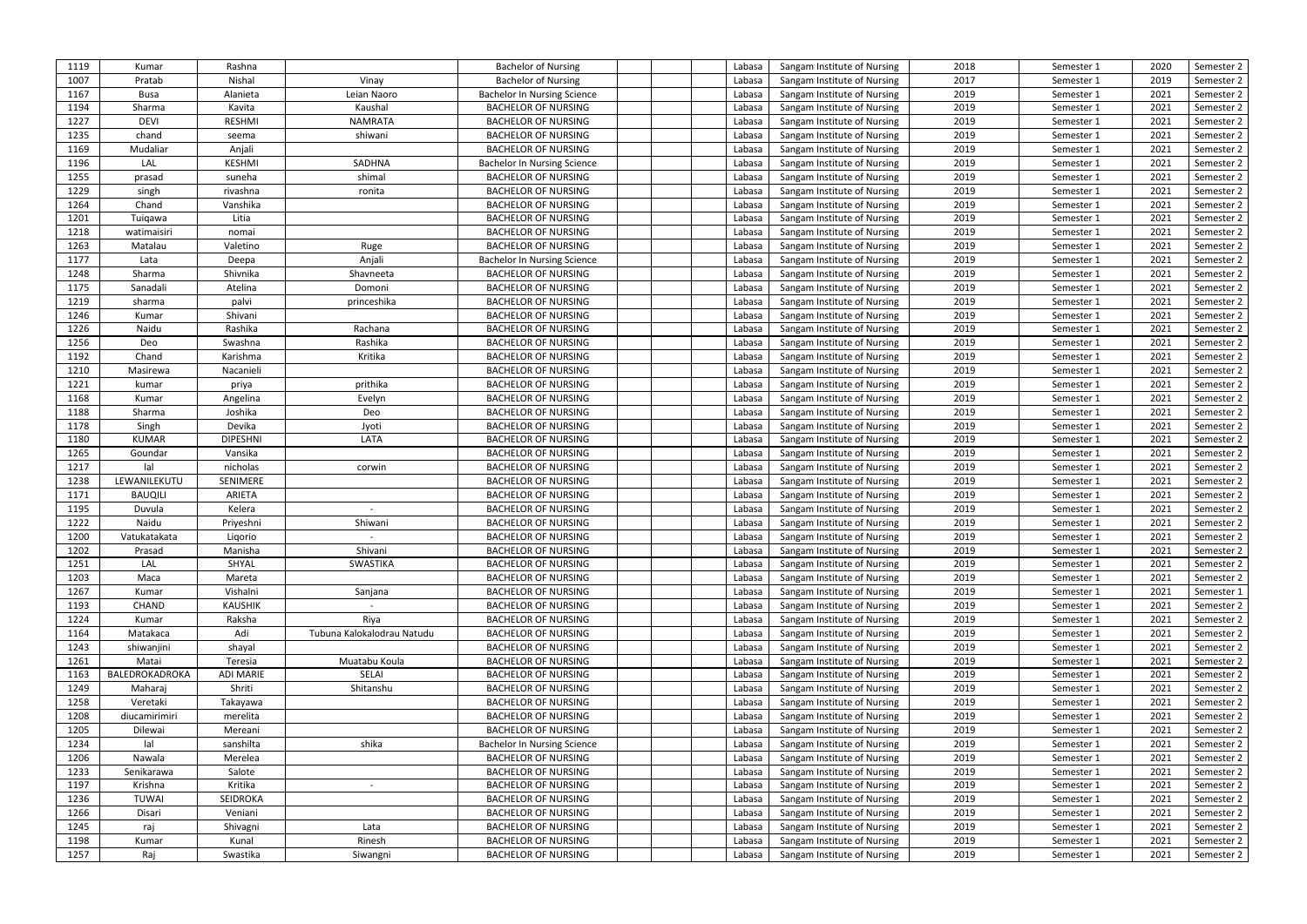| 1119 | Kumar | Rashna | | Bachelor of Nursing | | | Labasa | Sangam Institute of Nursing | 2018 | Semester 1 | 2020 | Semester 2 |
|---|---|---|---|---|---|---|---|---|---|---|---|---|
| 1007 | Pratab | Nishal | Vinay | Bachelor of Nursing | | | Labasa | Sangam Institute of Nursing | 2017 | Semester 1 | 2019 | Semester 2 |
| 1167 | Busa | Alanieta | Leian Naoro | Bachelor In Nursing Science | | | Labasa | Sangam Institute of Nursing | 2019 | Semester 1 | 2021 | Semester 2 |
| 1194 | Sharma | Kavita | Kaushal | BACHELOR OF NURSING | | | Labasa | Sangam Institute of Nursing | 2019 | Semester 1 | 2021 | Semester 2 |
| 1227 | DEVI | RESHMI | NAMRATA | BACHELOR OF NURSING | | | Labasa | Sangam Institute of Nursing | 2019 | Semester 1 | 2021 | Semester 2 |
| 1235 | chand | seema | shiwani | BACHELOR OF NURSING | | | Labasa | Sangam Institute of Nursing | 2019 | Semester 1 | 2021 | Semester 2 |
| 1169 | Mudaliar | Anjali | | BACHELOR OF NURSING | | | Labasa | Sangam Institute of Nursing | 2019 | Semester 1 | 2021 | Semester 2 |
| 1196 | LAL | KESHMI | SADHNA | Bachelor In Nursing Science | | | Labasa | Sangam Institute of Nursing | 2019 | Semester 1 | 2021 | Semester 2 |
| 1255 | prasad | suneha | shimal | BACHELOR OF NURSING | | | Labasa | Sangam Institute of Nursing | 2019 | Semester 1 | 2021 | Semester 2 |
| 1229 | singh | rivashna | ronita | BACHELOR OF NURSING | | | Labasa | Sangam Institute of Nursing | 2019 | Semester 1 | 2021 | Semester 2 |
| 1264 | Chand | Vanshika | | BACHELOR OF NURSING | | | Labasa | Sangam Institute of Nursing | 2019 | Semester 1 | 2021 | Semester 2 |
| 1201 | Tuiqawa | Litia | | BACHELOR OF NURSING | | | Labasa | Sangam Institute of Nursing | 2019 | Semester 1 | 2021 | Semester 2 |
| 1218 | watimaisiri | nomai | | BACHELOR OF NURSING | | | Labasa | Sangam Institute of Nursing | 2019 | Semester 1 | 2021 | Semester 2 |
| 1263 | Matalau | Valetino | Ruge | BACHELOR OF NURSING | | | Labasa | Sangam Institute of Nursing | 2019 | Semester 1 | 2021 | Semester 2 |
| 1177 | Lata | Deepa | Anjali | Bachelor In Nursing Science | | | Labasa | Sangam Institute of Nursing | 2019 | Semester 1 | 2021 | Semester 2 |
| 1248 | Sharma | Shivnika | Shavneeta | BACHELOR OF NURSING | | | Labasa | Sangam Institute of Nursing | 2019 | Semester 1 | 2021 | Semester 2 |
| 1175 | Sanadali | Atelina | Domoni | BACHELOR OF NURSING | | | Labasa | Sangam Institute of Nursing | 2019 | Semester 1 | 2021 | Semester 2 |
| 1219 | sharma | palvi | princeshika | BACHELOR OF NURSING | | | Labasa | Sangam Institute of Nursing | 2019 | Semester 1 | 2021 | Semester 2 |
| 1246 | Kumar | Shivani | | BACHELOR OF NURSING | | | Labasa | Sangam Institute of Nursing | 2019 | Semester 1 | 2021 | Semester 2 |
| 1226 | Naidu | Rashika | Rachana | BACHELOR OF NURSING | | | Labasa | Sangam Institute of Nursing | 2019 | Semester 1 | 2021 | Semester 2 |
| 1256 | Deo | Swashna | Rashika | BACHELOR OF NURSING | | | Labasa | Sangam Institute of Nursing | 2019 | Semester 1 | 2021 | Semester 2 |
| 1192 | Chand | Karishma | Kritika | BACHELOR OF NURSING | | | Labasa | Sangam Institute of Nursing | 2019 | Semester 1 | 2021 | Semester 2 |
| 1210 | Masirewa | Nacanieli | | BACHELOR OF NURSING | | | Labasa | Sangam Institute of Nursing | 2019 | Semester 1 | 2021 | Semester 2 |
| 1221 | kumar | priya | prithika | BACHELOR OF NURSING | | | Labasa | Sangam Institute of Nursing | 2019 | Semester 1 | 2021 | Semester 2 |
| 1168 | Kumar | Angelina | Evelyn | BACHELOR OF NURSING | | | Labasa | Sangam Institute of Nursing | 2019 | Semester 1 | 2021 | Semester 2 |
| 1188 | Sharma | Joshika | Deo | BACHELOR OF NURSING | | | Labasa | Sangam Institute of Nursing | 2019 | Semester 1 | 2021 | Semester 2 |
| 1178 | Singh | Devika | Jyoti | BACHELOR OF NURSING | | | Labasa | Sangam Institute of Nursing | 2019 | Semester 1 | 2021 | Semester 2 |
| 1180 | KUMAR | DIPESHNI | LATA | BACHELOR OF NURSING | | | Labasa | Sangam Institute of Nursing | 2019 | Semester 1 | 2021 | Semester 2 |
| 1265 | Goundar | Vansika | | BACHELOR OF NURSING | | | Labasa | Sangam Institute of Nursing | 2019 | Semester 1 | 2021 | Semester 2 |
| 1217 | lal | nicholas | corwin | BACHELOR OF NURSING | | | Labasa | Sangam Institute of Nursing | 2019 | Semester 1 | 2021 | Semester 2 |
| 1238 | LEWANILEKUTU | SENIMERE | | BACHELOR OF NURSING | | | Labasa | Sangam Institute of Nursing | 2019 | Semester 1 | 2021 | Semester 2 |
| 1171 | BAUQILI | ARIETA | | BACHELOR OF NURSING | | | Labasa | Sangam Institute of Nursing | 2019 | Semester 1 | 2021 | Semester 2 |
| 1195 | Duvula | Kelera | - | BACHELOR OF NURSING | | | Labasa | Sangam Institute of Nursing | 2019 | Semester 1 | 2021 | Semester 2 |
| 1222 | Naidu | Priyeshni | Shiwani | BACHELOR OF NURSING | | | Labasa | Sangam Institute of Nursing | 2019 | Semester 1 | 2021 | Semester 2 |
| 1200 | Vatukatakata | Liqorio | - | BACHELOR OF NURSING | | | Labasa | Sangam Institute of Nursing | 2019 | Semester 1 | 2021 | Semester 2 |
| 1202 | Prasad | Manisha | Shivani | BACHELOR OF NURSING | | | Labasa | Sangam Institute of Nursing | 2019 | Semester 1 | 2021 | Semester 2 |
| 1251 | LAL | SHYAL | SWASTIKA | BACHELOR OF NURSING | | | Labasa | Sangam Institute of Nursing | 2019 | Semester 1 | 2021 | Semester 2 |
| 1203 | Maca | Mareta | | BACHELOR OF NURSING | | | Labasa | Sangam Institute of Nursing | 2019 | Semester 1 | 2021 | Semester 2 |
| 1267 | Kumar | Vishalni | Sanjana | BACHELOR OF NURSING | | | Labasa | Sangam Institute of Nursing | 2019 | Semester 1 | 2021 | Semester 1 |
| 1193 | CHAND | KAUSHIK | - | BACHELOR OF NURSING | | | Labasa | Sangam Institute of Nursing | 2019 | Semester 1 | 2021 | Semester 2 |
| 1224 | Kumar | Raksha | Riya | BACHELOR OF NURSING | | | Labasa | Sangam Institute of Nursing | 2019 | Semester 1 | 2021 | Semester 2 |
| 1164 | Matakaca | Adi | Tubuna Kalokalodrau Natudu | BACHELOR OF NURSING | | | Labasa | Sangam Institute of Nursing | 2019 | Semester 1 | 2021 | Semester 2 |
| 1243 | shiwanjini | shayal | | BACHELOR OF NURSING | | | Labasa | Sangam Institute of Nursing | 2019 | Semester 1 | 2021 | Semester 2 |
| 1261 | Matai | Teresia | Muatabu Koula | BACHELOR OF NURSING | | | Labasa | Sangam Institute of Nursing | 2019 | Semester 1 | 2021 | Semester 2 |
| 1163 | BALEDROKADROKA | ADI MARIE | SELAI | BACHELOR OF NURSING | | | Labasa | Sangam Institute of Nursing | 2019 | Semester 1 | 2021 | Semester 2 |
| 1249 | Maharaj | Shriti | Shitanshu | BACHELOR OF NURSING | | | Labasa | Sangam Institute of Nursing | 2019 | Semester 1 | 2021 | Semester 2 |
| 1258 | Veretaki | Takayawa | | BACHELOR OF NURSING | | | Labasa | Sangam Institute of Nursing | 2019 | Semester 1 | 2021 | Semester 2 |
| 1208 | diucamirimiri | merelita | | BACHELOR OF NURSING | | | Labasa | Sangam Institute of Nursing | 2019 | Semester 1 | 2021 | Semester 2 |
| 1205 | Dilewai | Mereani | | BACHELOR OF NURSING | | | Labasa | Sangam Institute of Nursing | 2019 | Semester 1 | 2021 | Semester 2 |
| 1234 | lal | sanshilta | shika | Bachelor In Nursing Science | | | Labasa | Sangam Institute of Nursing | 2019 | Semester 1 | 2021 | Semester 2 |
| 1206 | Nawala | Merelea | | BACHELOR OF NURSING | | | Labasa | Sangam Institute of Nursing | 2019 | Semester 1 | 2021 | Semester 2 |
| 1233 | Senikarawa | Salote | | BACHELOR OF NURSING | | | Labasa | Sangam Institute of Nursing | 2019 | Semester 1 | 2021 | Semester 2 |
| 1197 | Krishna | Kritika | - | BACHELOR OF NURSING | | | Labasa | Sangam Institute of Nursing | 2019 | Semester 1 | 2021 | Semester 2 |
| 1236 | TUWAI | SEIDROKA | | BACHELOR OF NURSING | | | Labasa | Sangam Institute of Nursing | 2019 | Semester 1 | 2021 | Semester 2 |
| 1266 | Disari | Veniani | | BACHELOR OF NURSING | | | Labasa | Sangam Institute of Nursing | 2019 | Semester 1 | 2021 | Semester 2 |
| 1245 | raj | Shivagni | Lata | BACHELOR OF NURSING | | | Labasa | Sangam Institute of Nursing | 2019 | Semester 1 | 2021 | Semester 2 |
| 1198 | Kumar | Kunal | Rinesh | BACHELOR OF NURSING | | | Labasa | Sangam Institute of Nursing | 2019 | Semester 1 | 2021 | Semester 2 |
| 1257 | Raj | Swastika | Siwangni | BACHELOR OF NURSING | | | Labasa | Sangam Institute of Nursing | 2019 | Semester 1 | 2021 | Semester 2 |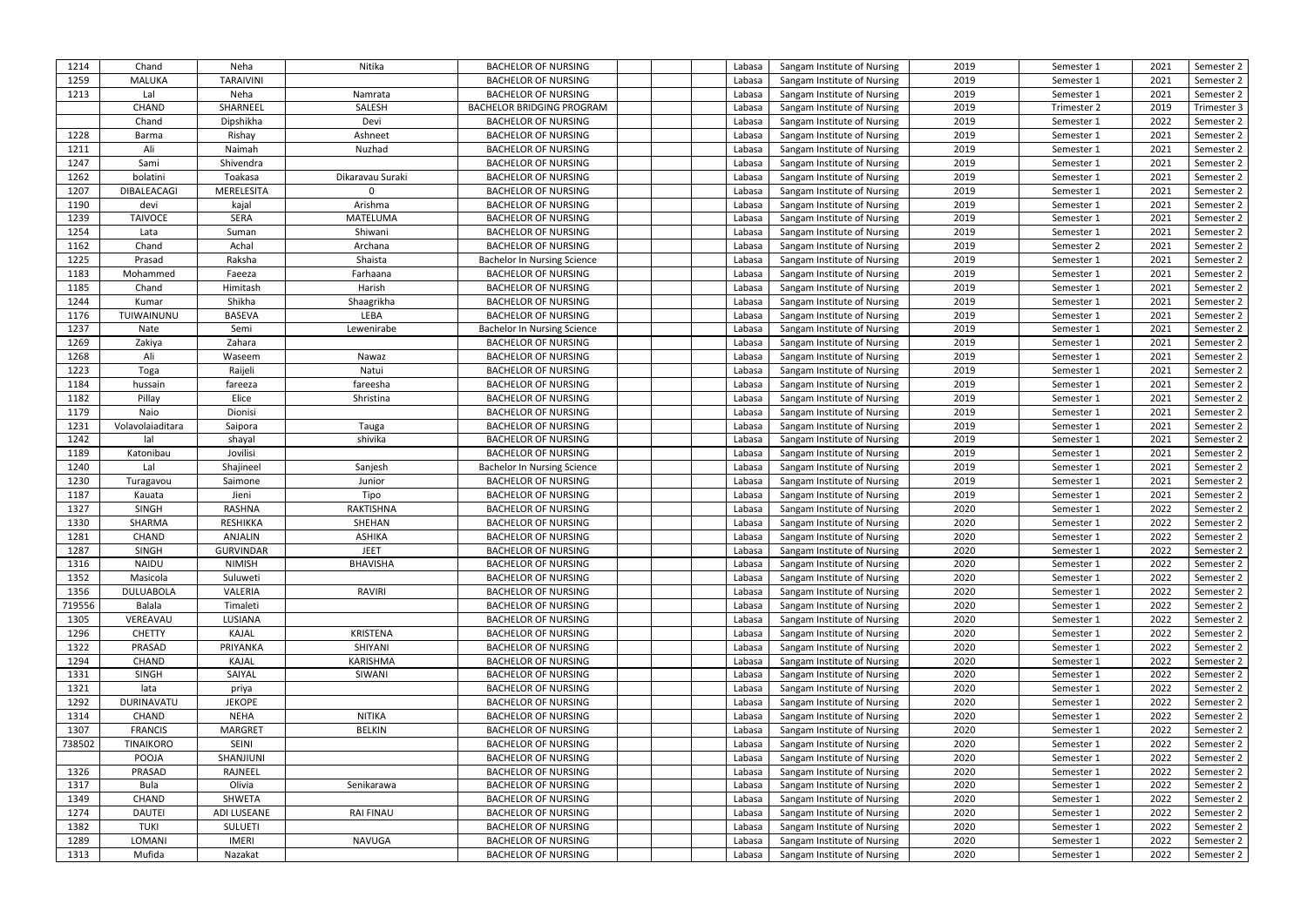| 1214 | Chand | Neha | Nitika | BACHELOR OF NURSING | | | Labasa | Sangam Institute of Nursing | 2019 | Semester 1 | 2021 | Semester 2 |
|---|---|---|---|---|---|---|---|---|---|---|---|---|
| 1259 | MALUKA | TARAIVINI | | BACHELOR OF NURSING | | | Labasa | Sangam Institute of Nursing | 2019 | Semester 1 | 2021 | Semester 2 |
| 1213 | Lal | Neha | Namrata | BACHELOR OF NURSING | | | Labasa | Sangam Institute of Nursing | 2019 | Semester 1 | 2021 | Semester 2 |
| | CHAND | SHARNEEL | SALESH | BACHELOR BRIDGING PROGRAM | | | Labasa | Sangam Institute of Nursing | 2019 | Trimester 2 | 2019 | Trimester 3 |
| | Chand | Dipshikha | Devi | BACHELOR OF NURSING | | | Labasa | Sangam Institute of Nursing | 2019 | Semester 1 | 2022 | Semester 2 |
| 1228 | Barma | Rishay | Ashneet | BACHELOR OF NURSING | | | Labasa | Sangam Institute of Nursing | 2019 | Semester 1 | 2021 | Semester 2 |
| 1211 | Ali | Naimah | Nuzhad | BACHELOR OF NURSING | | | Labasa | Sangam Institute of Nursing | 2019 | Semester 1 | 2021 | Semester 2 |
| 1247 | Sami | Shivendra | | BACHELOR OF NURSING | | | Labasa | Sangam Institute of Nursing | 2019 | Semester 1 | 2021 | Semester 2 |
| 1262 | bolatini | Toakasa | Dikaravau Suraki | BACHELOR OF NURSING | | | Labasa | Sangam Institute of Nursing | 2019 | Semester 1 | 2021 | Semester 2 |
| 1207 | DIBALEACAGI | MERELESITA | 0 | BACHELOR OF NURSING | | | Labasa | Sangam Institute of Nursing | 2019 | Semester 1 | 2021 | Semester 2 |
| 1190 | devi | kajal | Arishma | BACHELOR OF NURSING | | | Labasa | Sangam Institute of Nursing | 2019 | Semester 1 | 2021 | Semester 2 |
| 1239 | TAIVOCE | SERA | MATELUMA | BACHELOR OF NURSING | | | Labasa | Sangam Institute of Nursing | 2019 | Semester 1 | 2021 | Semester 2 |
| 1254 | Lata | Suman | Shiwani | BACHELOR OF NURSING | | | Labasa | Sangam Institute of Nursing | 2019 | Semester 1 | 2021 | Semester 2 |
| 1162 | Chand | Achal | Archana | BACHELOR OF NURSING | | | Labasa | Sangam Institute of Nursing | 2019 | Semester 2 | 2021 | Semester 2 |
| 1225 | Prasad | Raksha | Shaista | Bachelor In Nursing Science | | | Labasa | Sangam Institute of Nursing | 2019 | Semester 1 | 2021 | Semester 2 |
| 1183 | Mohammed | Faeeza | Farhaana | BACHELOR OF NURSING | | | Labasa | Sangam Institute of Nursing | 2019 | Semester 1 | 2021 | Semester 2 |
| 1185 | Chand | Himitash | Harish | BACHELOR OF NURSING | | | Labasa | Sangam Institute of Nursing | 2019 | Semester 1 | 2021 | Semester 2 |
| 1244 | Kumar | Shikha | Shaagrikha | BACHELOR OF NURSING | | | Labasa | Sangam Institute of Nursing | 2019 | Semester 1 | 2021 | Semester 2 |
| 1176 | TUIWAINUNU | BASEVA | LEBA | BACHELOR OF NURSING | | | Labasa | Sangam Institute of Nursing | 2019 | Semester 1 | 2021 | Semester 2 |
| 1237 | Nate | Semi | Lewenirabe | Bachelor In Nursing Science | | | Labasa | Sangam Institute of Nursing | 2019 | Semester 1 | 2021 | Semester 2 |
| 1269 | Zakiya | Zahara | | BACHELOR OF NURSING | | | Labasa | Sangam Institute of Nursing | 2019 | Semester 1 | 2021 | Semester 2 |
| 1268 | Ali | Waseem | Nawaz | BACHELOR OF NURSING | | | Labasa | Sangam Institute of Nursing | 2019 | Semester 1 | 2021 | Semester 2 |
| 1223 | Toga | Raijeli | Natui | BACHELOR OF NURSING | | | Labasa | Sangam Institute of Nursing | 2019 | Semester 1 | 2021 | Semester 2 |
| 1184 | hussain | fareeza | fareesha | BACHELOR OF NURSING | | | Labasa | Sangam Institute of Nursing | 2019 | Semester 1 | 2021 | Semester 2 |
| 1182 | Pillay | Elice | Shristina | BACHELOR OF NURSING | | | Labasa | Sangam Institute of Nursing | 2019 | Semester 1 | 2021 | Semester 2 |
| 1179 | Naio | Dionisi | | BACHELOR OF NURSING | | | Labasa | Sangam Institute of Nursing | 2019 | Semester 1 | 2021 | Semester 2 |
| 1231 | Volavolaiaditara | Saipora | Tauga | BACHELOR OF NURSING | | | Labasa | Sangam Institute of Nursing | 2019 | Semester 1 | 2021 | Semester 2 |
| 1242 | lal | shayal | shivika | BACHELOR OF NURSING | | | Labasa | Sangam Institute of Nursing | 2019 | Semester 1 | 2021 | Semester 2 |
| 1189 | Katonibau | Jovilisi | | BACHELOR OF NURSING | | | Labasa | Sangam Institute of Nursing | 2019 | Semester 1 | 2021 | Semester 2 |
| 1240 | Lal | Shajineel | Sanjesh | Bachelor In Nursing Science | | | Labasa | Sangam Institute of Nursing | 2019 | Semester 1 | 2021 | Semester 2 |
| 1230 | Turagavou | Saimone | Junior | BACHELOR OF NURSING | | | Labasa | Sangam Institute of Nursing | 2019 | Semester 1 | 2021 | Semester 2 |
| 1187 | Kauata | Jieni | Tipo | BACHELOR OF NURSING | | | Labasa | Sangam Institute of Nursing | 2019 | Semester 1 | 2021 | Semester 2 |
| 1327 | SINGH | RASHNA | RAKTISHNA | BACHELOR OF NURSING | | | Labasa | Sangam Institute of Nursing | 2020 | Semester 1 | 2022 | Semester 2 |
| 1330 | SHARMA | RESHIKKA | SHEHAN | BACHELOR OF NURSING | | | Labasa | Sangam Institute of Nursing | 2020 | Semester 1 | 2022 | Semester 2 |
| 1281 | CHAND | ANJALIN | ASHIKA | BACHELOR OF NURSING | | | Labasa | Sangam Institute of Nursing | 2020 | Semester 1 | 2022 | Semester 2 |
| 1287 | SINGH | GURVINDAR | JEET | BACHELOR OF NURSING | | | Labasa | Sangam Institute of Nursing | 2020 | Semester 1 | 2022 | Semester 2 |
| 1316 | NAIDU | NIMISH | BHAVISHA | BACHELOR OF NURSING | | | Labasa | Sangam Institute of Nursing | 2020 | Semester 1 | 2022 | Semester 2 |
| 1352 | Masicola | Suluweti | | BACHELOR OF NURSING | | | Labasa | Sangam Institute of Nursing | 2020 | Semester 1 | 2022 | Semester 2 |
| 1356 | DULUABOLA | VALERIA | RAVIRI | BACHELOR OF NURSING | | | Labasa | Sangam Institute of Nursing | 2020 | Semester 1 | 2022 | Semester 2 |
| 719556 | Balala | Timaleti | | BACHELOR OF NURSING | | | Labasa | Sangam Institute of Nursing | 2020 | Semester 1 | 2022 | Semester 2 |
| 1305 | VEREAVAU | LUSIANA | | BACHELOR OF NURSING | | | Labasa | Sangam Institute of Nursing | 2020 | Semester 1 | 2022 | Semester 2 |
| 1296 | CHETTY | KAJAL | KRISTENA | BACHELOR OF NURSING | | | Labasa | Sangam Institute of Nursing | 2020 | Semester 1 | 2022 | Semester 2 |
| 1322 | PRASAD | PRIYANKA | SHIYANI | BACHELOR OF NURSING | | | Labasa | Sangam Institute of Nursing | 2020 | Semester 1 | 2022 | Semester 2 |
| 1294 | CHAND | KAJAL | KARISHMA | BACHELOR OF NURSING | | | Labasa | Sangam Institute of Nursing | 2020 | Semester 1 | 2022 | Semester 2 |
| 1331 | SINGH | SAIYAL | SIWANI | BACHELOR OF NURSING | | | Labasa | Sangam Institute of Nursing | 2020 | Semester 1 | 2022 | Semester 2 |
| 1321 | lata | priya | | BACHELOR OF NURSING | | | Labasa | Sangam Institute of Nursing | 2020 | Semester 1 | 2022 | Semester 2 |
| 1292 | DURINAVATU | JEKOPE | | BACHELOR OF NURSING | | | Labasa | Sangam Institute of Nursing | 2020 | Semester 1 | 2022 | Semester 2 |
| 1314 | CHAND | NEHA | NITIKA | BACHELOR OF NURSING | | | Labasa | Sangam Institute of Nursing | 2020 | Semester 1 | 2022 | Semester 2 |
| 1307 | FRANCIS | MARGRET | BELKIN | BACHELOR OF NURSING | | | Labasa | Sangam Institute of Nursing | 2020 | Semester 1 | 2022 | Semester 2 |
| 738502 | TINAIKORO | SEINI | | BACHELOR OF NURSING | | | Labasa | Sangam Institute of Nursing | 2020 | Semester 1 | 2022 | Semester 2 |
| | POOJA | SHANJIUNI | | BACHELOR OF NURSING | | | Labasa | Sangam Institute of Nursing | 2020 | Semester 1 | 2022 | Semester 2 |
| 1326 | PRASAD | RAJNEEL | | BACHELOR OF NURSING | | | Labasa | Sangam Institute of Nursing | 2020 | Semester 1 | 2022 | Semester 2 |
| 1317 | Bula | Olivia | Senikarawa | BACHELOR OF NURSING | | | Labasa | Sangam Institute of Nursing | 2020 | Semester 1 | 2022 | Semester 2 |
| 1349 | CHAND | SHWETA | | BACHELOR OF NURSING | | | Labasa | Sangam Institute of Nursing | 2020 | Semester 1 | 2022 | Semester 2 |
| 1274 | DAUTEI | ADI LUSEANE | RAI FINAU | BACHELOR OF NURSING | | | Labasa | Sangam Institute of Nursing | 2020 | Semester 1 | 2022 | Semester 2 |
| 1382 | TUKI | SULUETI | | BACHELOR OF NURSING | | | Labasa | Sangam Institute of Nursing | 2020 | Semester 1 | 2022 | Semester 2 |
| 1289 | LOMANI | IMERI | NAVUGA | BACHELOR OF NURSING | | | Labasa | Sangam Institute of Nursing | 2020 | Semester 1 | 2022 | Semester 2 |
| 1313 | Mufida | Nazakat | | BACHELOR OF NURSING | | | Labasa | Sangam Institute of Nursing | 2020 | Semester 1 | 2022 | Semester 2 |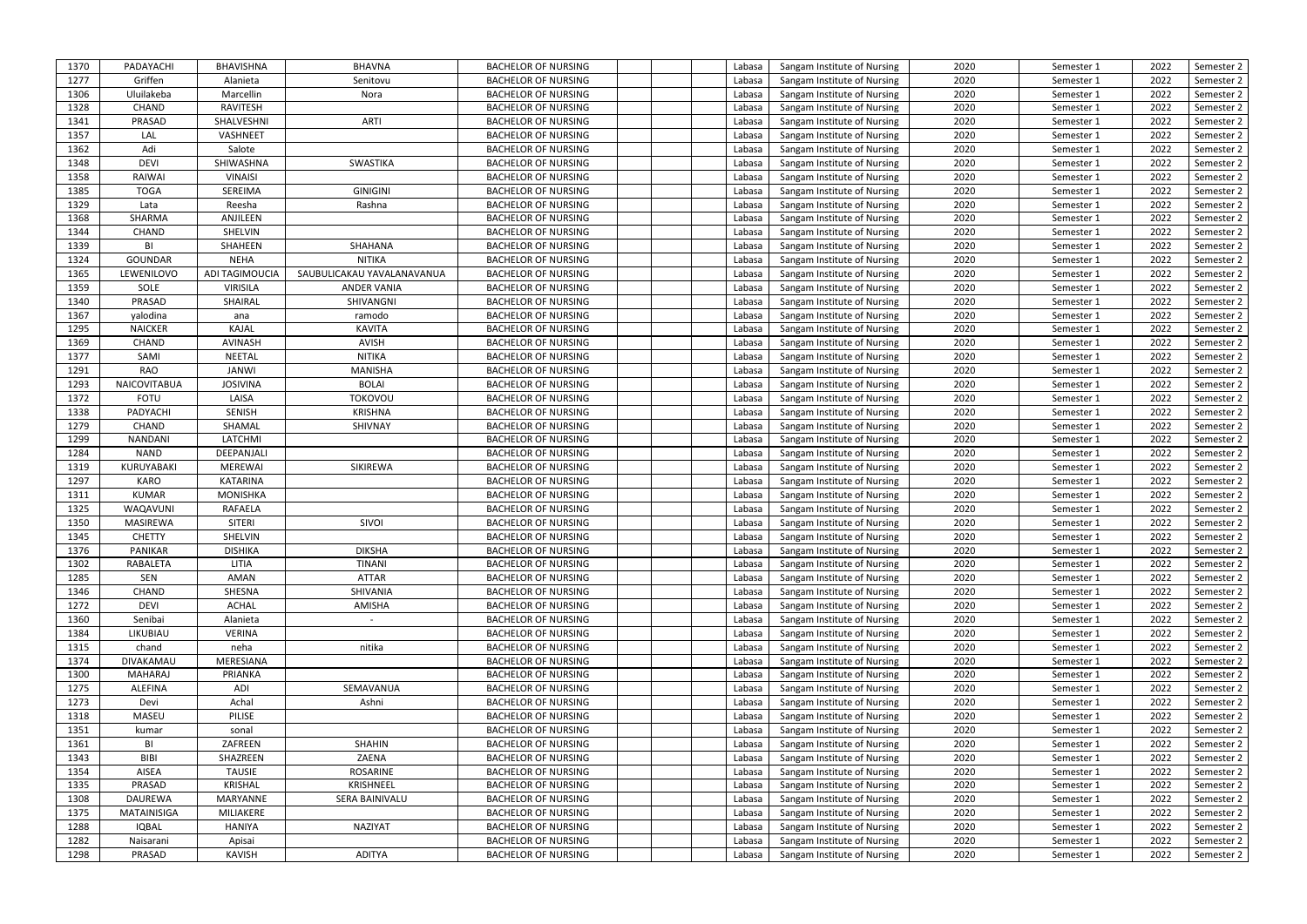| | | | | | | | | | | | | | |
|---|---|---|---|---|---|---|---|---|---|---|---|---|---|
| 1370 | PADAYACHI | BHAVISHNA | BHAVNA | BACHELOR OF NURSING | | | | Labasa | Sangam Institute of Nursing | 2020 | Semester 1 | 2022 | Semester 2 |
| 1277 | Griffen | Alanieta | Senitovu | BACHELOR OF NURSING | | | | Labasa | Sangam Institute of Nursing | 2020 | Semester 1 | 2022 | Semester 2 |
| 1306 | Uluilakeba | Marcellin | Nora | BACHELOR OF NURSING | | | | Labasa | Sangam Institute of Nursing | 2020 | Semester 1 | 2022 | Semester 2 |
| 1328 | CHAND | RAVITESH | | BACHELOR OF NURSING | | | | Labasa | Sangam Institute of Nursing | 2020 | Semester 1 | 2022 | Semester 2 |
| 1341 | PRASAD | SHALVESHNI | ARTI | BACHELOR OF NURSING | | | | Labasa | Sangam Institute of Nursing | 2020 | Semester 1 | 2022 | Semester 2 |
| 1357 | LAL | VASHNEET | | BACHELOR OF NURSING | | | | Labasa | Sangam Institute of Nursing | 2020 | Semester 1 | 2022 | Semester 2 |
| 1362 | Adi | Salote | | BACHELOR OF NURSING | | | | Labasa | Sangam Institute of Nursing | 2020 | Semester 1 | 2022 | Semester 2 |
| 1348 | DEVI | SHIWASHNA | SWASTIKA | BACHELOR OF NURSING | | | | Labasa | Sangam Institute of Nursing | 2020 | Semester 1 | 2022 | Semester 2 |
| 1358 | RAIWAI | VINAISI | | BACHELOR OF NURSING | | | | Labasa | Sangam Institute of Nursing | 2020 | Semester 1 | 2022 | Semester 2 |
| 1385 | TOGA | SEREIMA | GINIGINI | BACHELOR OF NURSING | | | | Labasa | Sangam Institute of Nursing | 2020 | Semester 1 | 2022 | Semester 2 |
| 1329 | Lata | Reesha | Rashna | BACHELOR OF NURSING | | | | Labasa | Sangam Institute of Nursing | 2020 | Semester 1 | 2022 | Semester 2 |
| 1368 | SHARMA | ANJILEEN | | BACHELOR OF NURSING | | | | Labasa | Sangam Institute of Nursing | 2020 | Semester 1 | 2022 | Semester 2 |
| 1344 | CHAND | SHELVIN | | BACHELOR OF NURSING | | | | Labasa | Sangam Institute of Nursing | 2020 | Semester 1 | 2022 | Semester 2 |
| 1339 | BI | SHAHEEN | SHAHANA | BACHELOR OF NURSING | | | | Labasa | Sangam Institute of Nursing | 2020 | Semester 1 | 2022 | Semester 2 |
| 1324 | GOUNDAR | NEHA | NITIKA | BACHELOR OF NURSING | | | | Labasa | Sangam Institute of Nursing | 2020 | Semester 1 | 2022 | Semester 2 |
| 1365 | LEWENILOVO | ADI TAGIMOUCIA | SAUBULICAKAU YAVALANAVANUA | BACHELOR OF NURSING | | | | Labasa | Sangam Institute of Nursing | 2020 | Semester 1 | 2022 | Semester 2 |
| 1359 | SOLE | VIRISILA | ANDER VANIA | BACHELOR OF NURSING | | | | Labasa | Sangam Institute of Nursing | 2020 | Semester 1 | 2022 | Semester 2 |
| 1340 | PRASAD | SHAIRAL | SHIVANGNI | BACHELOR OF NURSING | | | | Labasa | Sangam Institute of Nursing | 2020 | Semester 1 | 2022 | Semester 2 |
| 1367 | yalodina | ana | ramodo | BACHELOR OF NURSING | | | | Labasa | Sangam Institute of Nursing | 2020 | Semester 1 | 2022 | Semester 2 |
| 1295 | NAICKER | KAJAL | KAVITA | BACHELOR OF NURSING | | | | Labasa | Sangam Institute of Nursing | 2020 | Semester 1 | 2022 | Semester 2 |
| 1369 | CHAND | AVINASH | AVISH | BACHELOR OF NURSING | | | | Labasa | Sangam Institute of Nursing | 2020 | Semester 1 | 2022 | Semester 2 |
| 1377 | SAMI | NEETAL | NITIKA | BACHELOR OF NURSING | | | | Labasa | Sangam Institute of Nursing | 2020 | Semester 1 | 2022 | Semester 2 |
| 1291 | RAO | JANWI | MANISHA | BACHELOR OF NURSING | | | | Labasa | Sangam Institute of Nursing | 2020 | Semester 1 | 2022 | Semester 2 |
| 1293 | NAICOVITABUA | JOSIVINA | BOLAI | BACHELOR OF NURSING | | | | Labasa | Sangam Institute of Nursing | 2020 | Semester 1 | 2022 | Semester 2 |
| 1372 | FOTU | LAISA | TOKOVOU | BACHELOR OF NURSING | | | | Labasa | Sangam Institute of Nursing | 2020 | Semester 1 | 2022 | Semester 2 |
| 1338 | PADYACHI | SENISH | KRISHNA | BACHELOR OF NURSING | | | | Labasa | Sangam Institute of Nursing | 2020 | Semester 1 | 2022 | Semester 2 |
| 1279 | CHAND | SHAMAL | SHIVNAY | BACHELOR OF NURSING | | | | Labasa | Sangam Institute of Nursing | 2020 | Semester 1 | 2022 | Semester 2 |
| 1299 | NANDANI | LATCHMI | | BACHELOR OF NURSING | | | | Labasa | Sangam Institute of Nursing | 2020 | Semester 1 | 2022 | Semester 2 |
| 1284 | NAND | DEEPANJALI | | BACHELOR OF NURSING | | | | Labasa | Sangam Institute of Nursing | 2020 | Semester 1 | 2022 | Semester 2 |
| 1319 | KURUYABAKI | MEREWAI | SIKIREWA | BACHELOR OF NURSING | | | | Labasa | Sangam Institute of Nursing | 2020 | Semester 1 | 2022 | Semester 2 |
| 1297 | KARO | KATARINA | | BACHELOR OF NURSING | | | | Labasa | Sangam Institute of Nursing | 2020 | Semester 1 | 2022 | Semester 2 |
| 1311 | KUMAR | MONISHKA | | BACHELOR OF NURSING | | | | Labasa | Sangam Institute of Nursing | 2020 | Semester 1 | 2022 | Semester 2 |
| 1325 | WAQAVUNI | RAFAELA | | BACHELOR OF NURSING | | | | Labasa | Sangam Institute of Nursing | 2020 | Semester 1 | 2022 | Semester 2 |
| 1350 | MASIREWA | SITERI | SIVOI | BACHELOR OF NURSING | | | | Labasa | Sangam Institute of Nursing | 2020 | Semester 1 | 2022 | Semester 2 |
| 1345 | CHETTY | SHELVIN | | BACHELOR OF NURSING | | | | Labasa | Sangam Institute of Nursing | 2020 | Semester 1 | 2022 | Semester 2 |
| 1376 | PANIKAR | DISHIKA | DIKSHA | BACHELOR OF NURSING | | | | Labasa | Sangam Institute of Nursing | 2020 | Semester 1 | 2022 | Semester 2 |
| 1302 | RABALETA | LITIA | TINANI | BACHELOR OF NURSING | | | | Labasa | Sangam Institute of Nursing | 2020 | Semester 1 | 2022 | Semester 2 |
| 1285 | SEN | AMAN | ATTAR | BACHELOR OF NURSING | | | | Labasa | Sangam Institute of Nursing | 2020 | Semester 1 | 2022 | Semester 2 |
| 1346 | CHAND | SHESNA | SHIVANIA | BACHELOR OF NURSING | | | | Labasa | Sangam Institute of Nursing | 2020 | Semester 1 | 2022 | Semester 2 |
| 1272 | DEVI | ACHAL | AMISHA | BACHELOR OF NURSING | | | | Labasa | Sangam Institute of Nursing | 2020 | Semester 1 | 2022 | Semester 2 |
| 1360 | Senibai | Alanieta | - | BACHELOR OF NURSING | | | | Labasa | Sangam Institute of Nursing | 2020 | Semester 1 | 2022 | Semester 2 |
| 1384 | LIKUBIAU | VERINA | | BACHELOR OF NURSING | | | | Labasa | Sangam Institute of Nursing | 2020 | Semester 1 | 2022 | Semester 2 |
| 1315 | chand | neha | nitika | BACHELOR OF NURSING | | | | Labasa | Sangam Institute of Nursing | 2020 | Semester 1 | 2022 | Semester 2 |
| 1374 | DIVAKAMAU | MERESIANA | | BACHELOR OF NURSING | | | | Labasa | Sangam Institute of Nursing | 2020 | Semester 1 | 2022 | Semester 2 |
| 1300 | MAHARAJ | PRIANKA | | BACHELOR OF NURSING | | | | Labasa | Sangam Institute of Nursing | 2020 | Semester 1 | 2022 | Semester 2 |
| 1275 | ALEFINA | ADI | SEMAVANUA | BACHELOR OF NURSING | | | | Labasa | Sangam Institute of Nursing | 2020 | Semester 1 | 2022 | Semester 2 |
| 1273 | Devi | Achal | Ashni | BACHELOR OF NURSING | | | | Labasa | Sangam Institute of Nursing | 2020 | Semester 1 | 2022 | Semester 2 |
| 1318 | MASEU | PILISE | | BACHELOR OF NURSING | | | | Labasa | Sangam Institute of Nursing | 2020 | Semester 1 | 2022 | Semester 2 |
| 1351 | kumar | sonal | | BACHELOR OF NURSING | | | | Labasa | Sangam Institute of Nursing | 2020 | Semester 1 | 2022 | Semester 2 |
| 1361 | BI | ZAFREEN | SHAHIN | BACHELOR OF NURSING | | | | Labasa | Sangam Institute of Nursing | 2020 | Semester 1 | 2022 | Semester 2 |
| 1343 | BIBI | SHAZREEN | ZAENA | BACHELOR OF NURSING | | | | Labasa | Sangam Institute of Nursing | 2020 | Semester 1 | 2022 | Semester 2 |
| 1354 | AISEA | TAUSIE | ROSARINE | BACHELOR OF NURSING | | | | Labasa | Sangam Institute of Nursing | 2020 | Semester 1 | 2022 | Semester 2 |
| 1335 | PRASAD | KRISHAL | KRISHNEEL | BACHELOR OF NURSING | | | | Labasa | Sangam Institute of Nursing | 2020 | Semester 1 | 2022 | Semester 2 |
| 1308 | DAUREWA | MARYANNE | SERA BAINIVALU | BACHELOR OF NURSING | | | | Labasa | Sangam Institute of Nursing | 2020 | Semester 1 | 2022 | Semester 2 |
| 1375 | MATAINISIGA | MILIAKERE | | BACHELOR OF NURSING | | | | Labasa | Sangam Institute of Nursing | 2020 | Semester 1 | 2022 | Semester 2 |
| 1288 | IQBAL | HANIYA | NAZIYAT | BACHELOR OF NURSING | | | | Labasa | Sangam Institute of Nursing | 2020 | Semester 1 | 2022 | Semester 2 |
| 1282 | Naisarani | Apisai | | BACHELOR OF NURSING | | | | Labasa | Sangam Institute of Nursing | 2020 | Semester 1 | 2022 | Semester 2 |
| 1298 | PRASAD | KAVISH | ADITYA | BACHELOR OF NURSING | | | | Labasa | Sangam Institute of Nursing | 2020 | Semester 1 | 2022 | Semester 2 |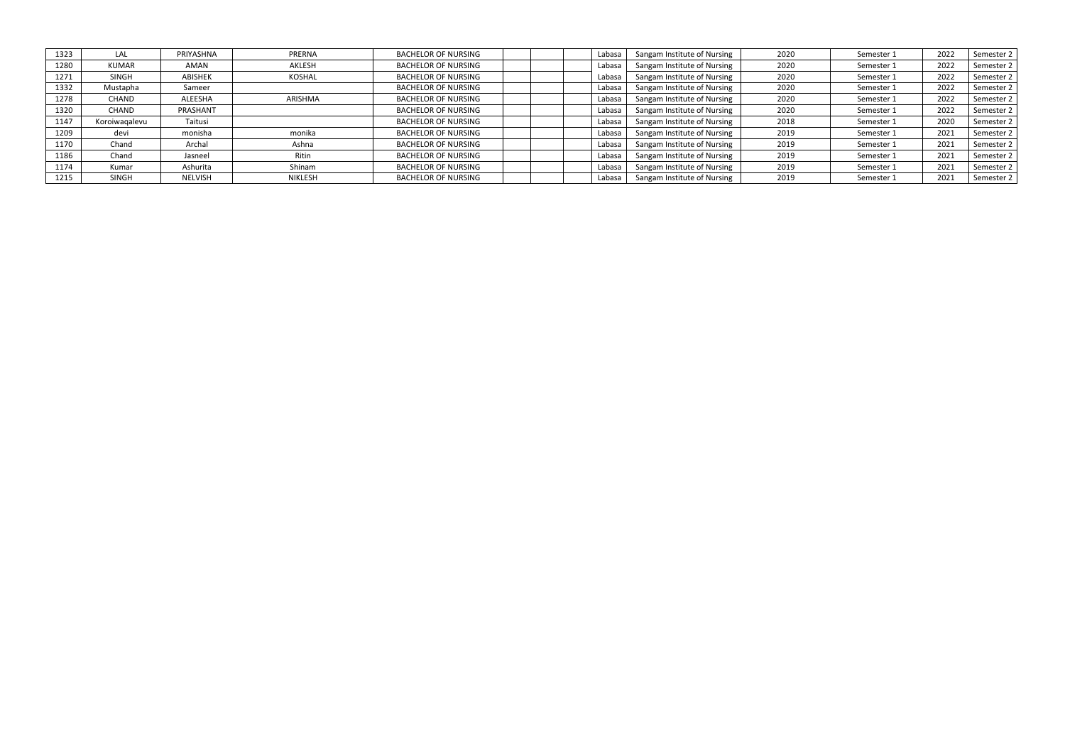| | | | | | | | | | | | | | |
|---|---|---|---|---|---|---|---|---|---|---|---|---|---|
| 1323 | LAL | PRIYASHNA | PRERNA | BACHELOR OF NURSING | | | | Labasa | Sangam Institute of Nursing | 2020 | Semester 1 | 2022 | Semester 2 |
| 1280 | KUMAR | AMAN | AKLESH | BACHELOR OF NURSING | | | | Labasa | Sangam Institute of Nursing | 2020 | Semester 1 | 2022 | Semester 2 |
| 1271 | SINGH | ABISHEK | KOSHAL | BACHELOR OF NURSING | | | | Labasa | Sangam Institute of Nursing | 2020 | Semester 1 | 2022 | Semester 2 |
| 1332 | Mustapha | Sameer | | BACHELOR OF NURSING | | | | Labasa | Sangam Institute of Nursing | 2020 | Semester 1 | 2022 | Semester 2 |
| 1278 | CHAND | ALEESHA | ARISHMA | BACHELOR OF NURSING | | | | Labasa | Sangam Institute of Nursing | 2020 | Semester 1 | 2022 | Semester 2 |
| 1320 | CHAND | PRASHANT | | BACHELOR OF NURSING | | | | Labasa | Sangam Institute of Nursing | 2020 | Semester 1 | 2022 | Semester 2 |
| 1147 | Koroiwaqalevu | Taitusi | | BACHELOR OF NURSING | | | | Labasa | Sangam Institute of Nursing | 2018 | Semester 1 | 2020 | Semester 2 |
| 1209 | devi | monisha | monika | BACHELOR OF NURSING | | | | Labasa | Sangam Institute of Nursing | 2019 | Semester 1 | 2021 | Semester 2 |
| 1170 | Chand | Archal | Ashna | BACHELOR OF NURSING | | | | Labasa | Sangam Institute of Nursing | 2019 | Semester 1 | 2021 | Semester 2 |
| 1186 | Chand | Jasneel | Ritin | BACHELOR OF NURSING | | | | Labasa | Sangam Institute of Nursing | 2019 | Semester 1 | 2021 | Semester 2 |
| 1174 | Kumar | Ashurita | Shinam | BACHELOR OF NURSING | | | | Labasa | Sangam Institute of Nursing | 2019 | Semester 1 | 2021 | Semester 2 |
| 1215 | SINGH | NELVISH | NIKLESH | BACHELOR OF NURSING | | | | Labasa | Sangam Institute of Nursing | 2019 | Semester 1 | 2021 | Semester 2 |